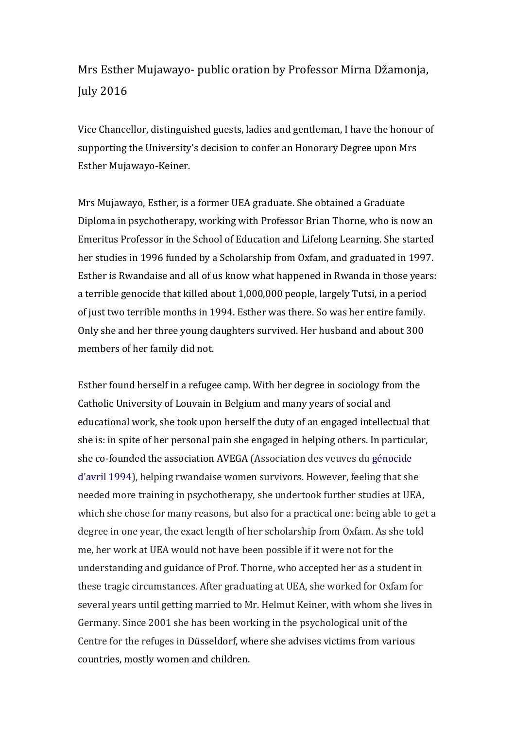# Mrs Esther Mujawayo- public oration by Professor Mirna Džamonja, July 2016

Vice Chancellor, distinguished guests, ladies and gentleman, I have the honour of supporting the University's decision to confer an Honorary Degree upon Mrs Esther Mujawayo-Keiner.

Mrs Mujawayo, Esther, is a former UEA graduate. She obtained a Graduate Diploma in psychotherapy, working with Professor Brian Thorne, who is now an Emeritus Professor in the School of Education and Lifelong Learning. She started her studies in 1996 funded by a Scholarship from Oxfam, and graduated in 1997. Esther is Rwandaise and all of us know what happened in Rwanda in those years: a terrible genocide that killed about 1,000,000 people, largely Tutsi, in a period of just two terrible months in 1994. Esther was there. So was her entire family. Only she and her three young daughters survived. Her husband and about 300 members of her family did not.

Esther found herself in a refugee camp. With her degree in sociology from the Catholic University of Louvain in Belgium and many years of social and educational work, she took upon herself the duty of an engaged intellectual that she is: in spite of her personal pain she engaged in helping others. In particular, she co-founded the association AVEGA (Association des veuves du génocide d'avril 1994), helping rwandaise women survivors. However, feeling that she needed more training in psychotherapy, she undertook further studies at UEA, which she chose for many reasons, but also for a practical one: being able to get a degree in one year, the exact length of her scholarship from Oxfam. As she told me, her work at UEA would not have been possible if it were not for the understanding and guidance of Prof. Thorne, who accepted her as a student in these tragic circumstances. After graduating at UEA, she worked for Oxfam for several years until getting married to Mr. Helmut Keiner, with whom she lives in Germany. Since 2001 she has been working in the psychological unit of the Centre for the refuges in Düsseldorf, where she advises victims from various countries, mostly women and children.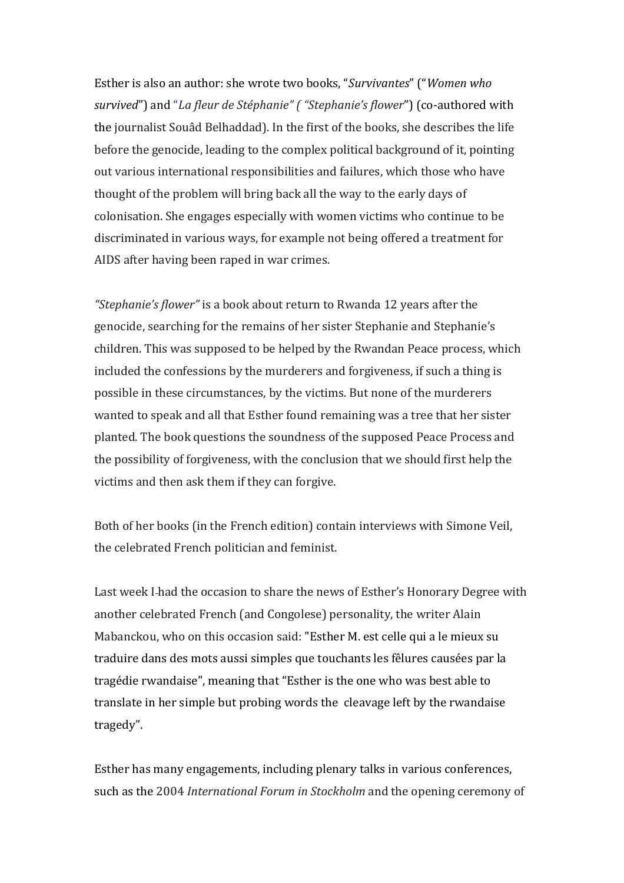Esther is also an author: she wrote two books, "*Survivantes*" ("*Women who survived*") and "*La fleur de Stéphanie" ( "Stephanie's flower*") (co-authored with the journalist Souâd Belhaddad). In the first of the books, she describes the life before the genocide, leading to the complex political background of it, pointing out various international responsibilities and failures, which those who have thought of the problem will bring back all the way to the early days of colonisation. She engages especially with women victims who continue to be discriminated in various ways, for example not being offered a treatment for AIDS after having been raped in war crimes.

*"Stephanie's flower"* is a book about return to Rwanda 12 years after the genocide, searching for the remains of her sister Stephanie and Stephanie's children. This was supposed to be helped by the Rwandan Peace process, which included the confessions by the murderers and forgiveness, if such a thing is possible in these circumstances, by the victims. But none of the murderers wanted to speak and all that Esther found remaining was a tree that her sister planted. The book questions the soundness of the supposed Peace Process and the possibility of forgiveness, with the conclusion that we should first help the victims and then ask them if they can forgive.

Both of her books (in the French edition) contain interviews with Simone Veil, the celebrated French politician and feminist.

Last week I had the occasion to share the news of Esther's Honorary Degree with another celebrated French (and Congolese) personality, the writer Alain Mabanckou, who on this occasion said: "Esther M. est celle qui a le mieux su traduire dans des mots aussi simples que touchants les fêlures causées par la tragédie rwandaise", meaning that "Esther is the one who was best able to translate in her simple but probing words the cleavage left by the rwandaise tragedy".

Esther has many engagements, including plenary talks in various conferences, such as the 2004 *International Forum in Stockholm* and the opening ceremony of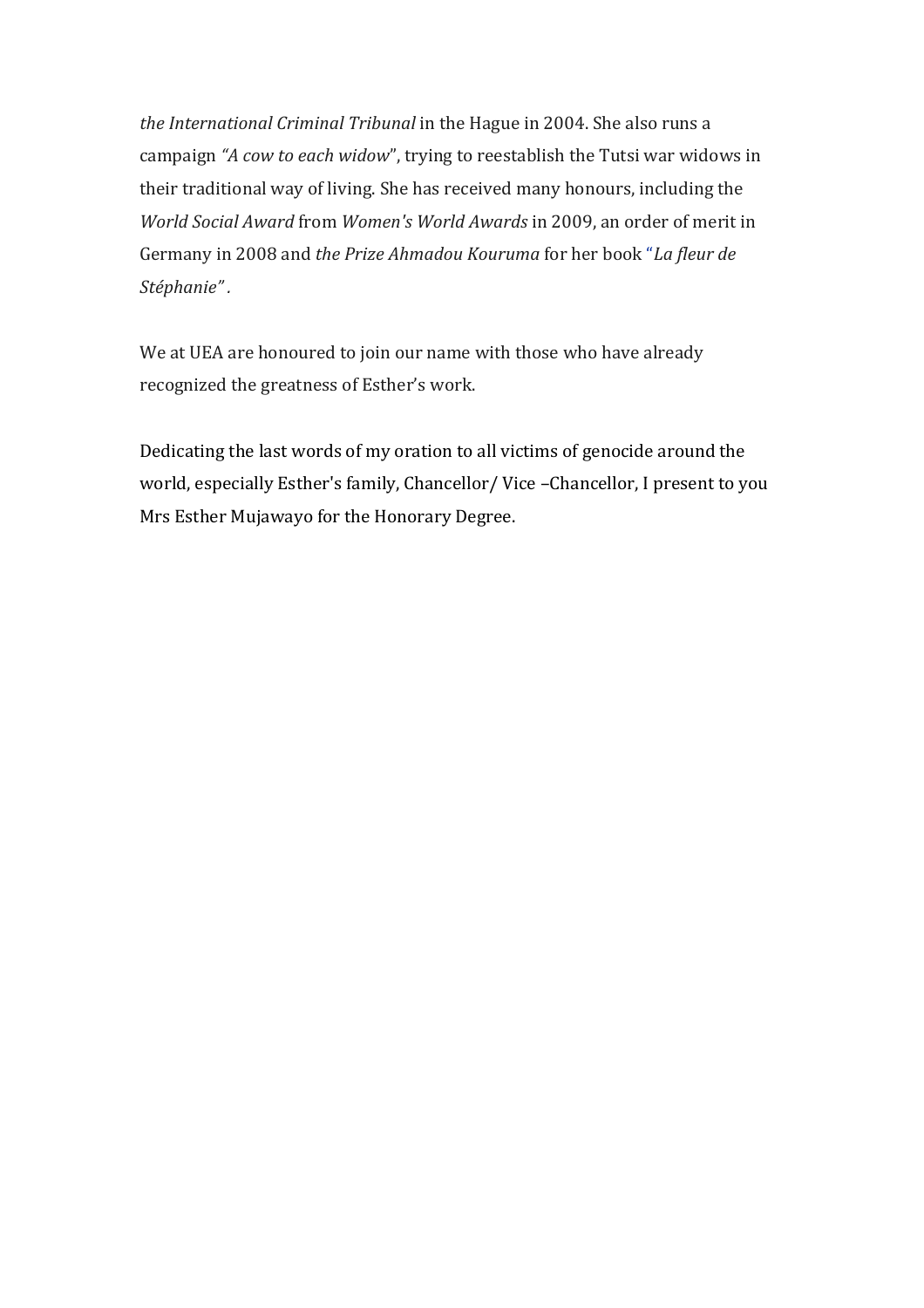*the International Criminal Tribunal* in the Hague in 2004. She also runs a campaign *"A cow to each widow*", trying to reestablish the Tutsi war widows in their traditional way of living. She has received many honours, including the *World Social Award* from *Women's World Awards* in 2009, an order of merit in Germany in 2008 and *the Prize Ahmadou Kouruma* for her book "*La fleur de Stéphanie"* .

We at UEA are honoured to join our name with those who have already recognized the greatness of Esther's work.

Dedicating the last words of my oration to all victims of genocide around the world, especially Esther's family, Chancellor/ Vice –Chancellor, I present to you Mrs Esther Mujawayo for the Honorary Degree.